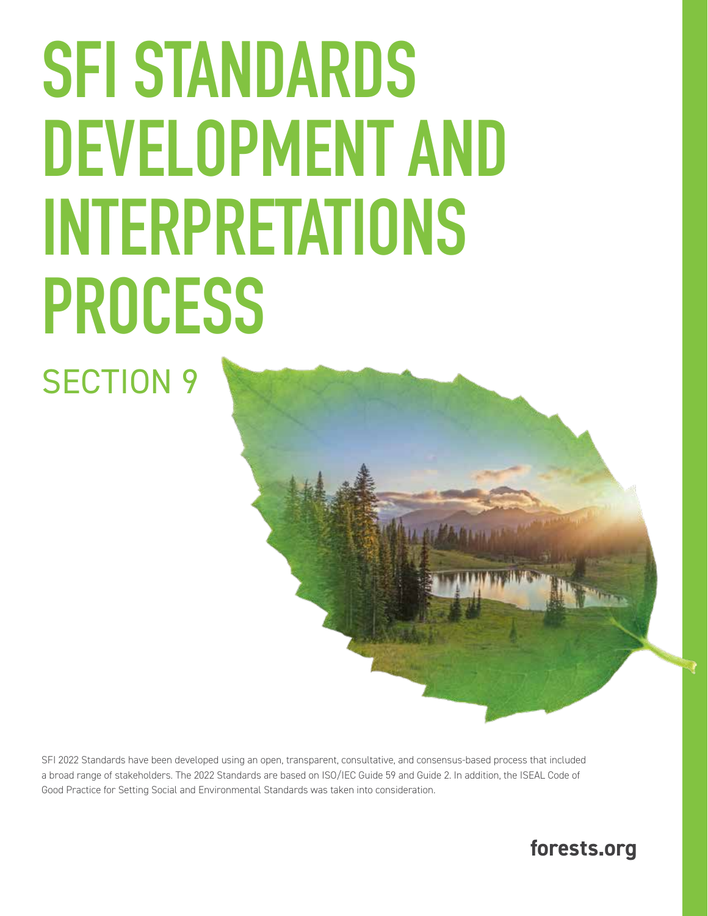# SFI STANDARDS DEVELOPMENT AND INTERPRETATIONS PROCESS

## SECTION 9

SFI 2022 Standards have been developed using an open, transparent, consultative, and consensus-based process that included a broad range of stakeholders. The 2022 Standards are based on ISO/IEC Guide 59 and Guide 2. In addition, the ISEAL Code of Good Practice for Setting Social and Environmental Standards was taken into consideration.

**forests.org**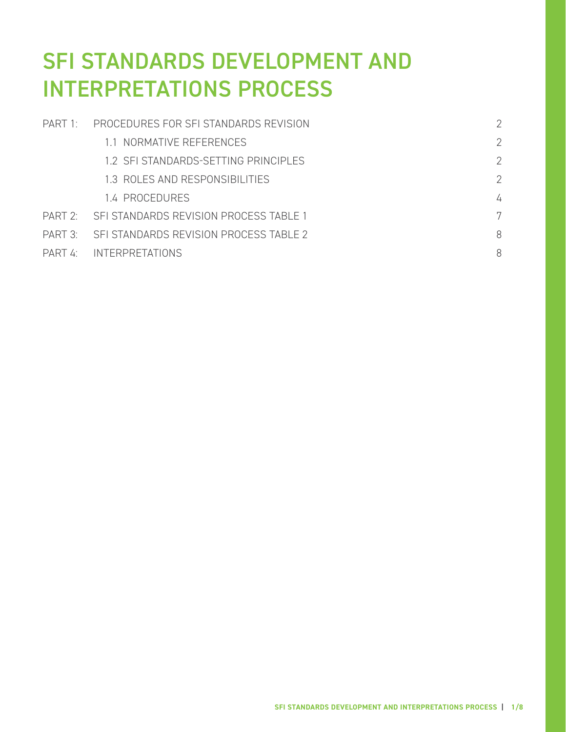# SFI STANDARDS DEVELOPMENT AND INTERPRETATIONS PROCESS

| | | |
|---|---|---|
| PART 1: | PROCEDURES FOR SFI STANDARDS REVISION | 2 |
| | 1.1 NORMATIVE REFERENCES | 2 |
| | 1.2 SFI STANDARDS-SETTING PRINCIPLES | 2 |
| | 1.3 ROLES AND RESPONSIBILITIES | 2 |
| | 1.4 PROCEDURES | 4 |
| PART 2: | SFI STANDARDS REVISION PROCESS TABLE 1 | 7 |
| PART 3: | SFI STANDARDS REVISION PROCESS TABLE 2 | 8 |
| PART 4: | INTERPRETATIONS | 8 |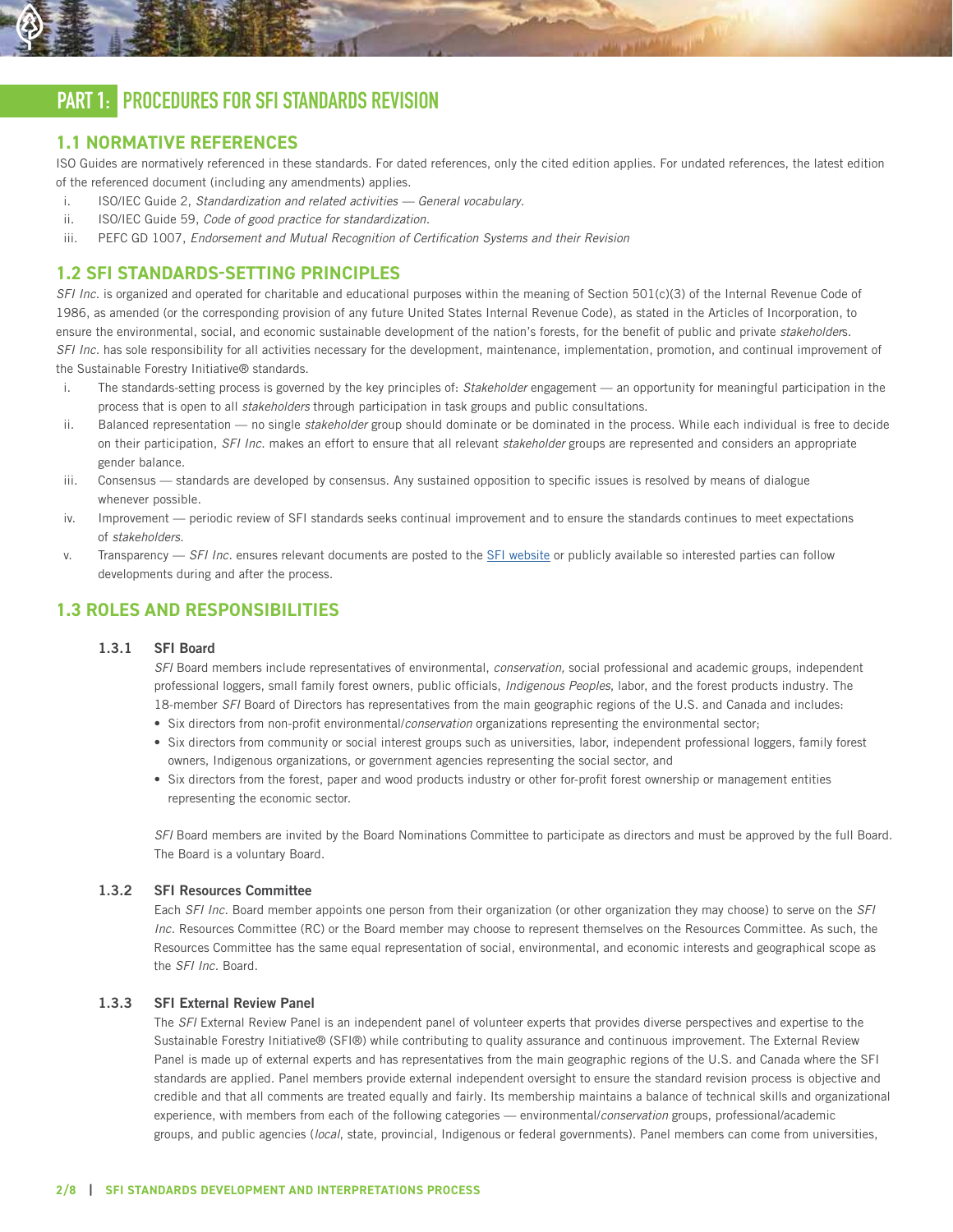# PART 1: PROCEDURES FOR SFI STANDARDS REVISION

## 1.1 NORMATIVE REFERENCES

ISO Guides are normatively referenced in these standards. For dated references, only the cited edition applies. For undated references, the latest edition of the referenced document (including any amendments) applies.

i. ISO/IEC Guide 2, *Standardization and related activities — General vocabulary*.
ii. ISO/IEC Guide 59, *Code of good practice for standardization*.
iii. PEFC GD 1007, *Endorsement and Mutual Recognition of Certification Systems and their Revision*

## 1.2 SFI STANDARDS-SETTING PRINCIPLES

*SFI Inc.* is organized and operated for charitable and educational purposes within the meaning of Section 501(c)(3) of the Internal Revenue Code of 1986, as amended (or the corresponding provision of any future United States Internal Revenue Code), as stated in the Articles of Incorporation, to ensure the environmental, social, and economic sustainable development of the nation's forests, for the benefit of public and private *stakeholder*s. *SFI Inc.* has sole responsibility for all activities necessary for the development, maintenance, implementation, promotion, and continual improvement of the Sustainable Forestry Initiative® standards.

i. The standards-setting process is governed by the key principles of: *Stakeholder* engagement — an opportunity for meaningful participation in the process that is open to all *stakeholders* through participation in task groups and public consultations.
ii. Balanced representation — no single *stakeholder* group should dominate or be dominated in the process. While each individual is free to decide on their participation, *SFI Inc.* makes an effort to ensure that all relevant *stakeholder* groups are represented and considers an appropriate gender balance.
iii. Consensus — standards are developed by consensus. Any sustained opposition to specific issues is resolved by means of dialogue whenever possible.
iv. Improvement — periodic review of SFI standards seeks continual improvement and to ensure the standards continues to meet expectations of *stakeholders*.
v. Transparency — *SFI Inc.* ensures relevant documents are posted to the SFI website or publicly available so interested parties can follow developments during and after the process.

## 1.3 ROLES AND RESPONSIBILITIES

### 1.3.1 SFI Board

*SFI* Board members include representatives of environmental, *conservation,* social professional and academic groups, independent professional loggers, small family forest owners, public officials, *Indigenous Peoples*, labor, and the forest products industry. The 18-member *SFI* Board of Directors has representatives from the main geographic regions of the U.S. and Canada and includes:

- Six directors from non-profit environmental/*conservation* organizations representing the environmental sector;
- Six directors from community or social interest groups such as universities, labor, independent professional loggers, family forest owners, Indigenous organizations, or government agencies representing the social sector, and
- Six directors from the forest, paper and wood products industry or other for-profit forest ownership or management entities representing the economic sector.

*SFI* Board members are invited by the Board Nominations Committee to participate as directors and must be approved by the full Board. The Board is a voluntary Board.

### 1.3.2 SFI Resources Committee

Each *SFI Inc.* Board member appoints one person from their organization (or other organization they may choose) to serve on the *SFI Inc.* Resources Committee (RC) or the Board member may choose to represent themselves on the Resources Committee. As such, the Resources Committee has the same equal representation of social, environmental, and economic interests and geographical scope as the *SFI Inc.* Board.

### 1.3.3 SFI External Review Panel

The *SFI* External Review Panel is an independent panel of volunteer experts that provides diverse perspectives and expertise to the Sustainable Forestry Initiative® (SFI®) while contributing to quality assurance and continuous improvement. The External Review Panel is made up of external experts and has representatives from the main geographic regions of the U.S. and Canada where the SFI standards are applied. Panel members provide external independent oversight to ensure the standard revision process is objective and credible and that all comments are treated equally and fairly. Its membership maintains a balance of technical skills and organizational experience, with members from each of the following categories — environmental/*conservation* groups, professional/academic groups, and public agencies (*local*, state, provincial, Indigenous or federal governments). Panel members can come from universities,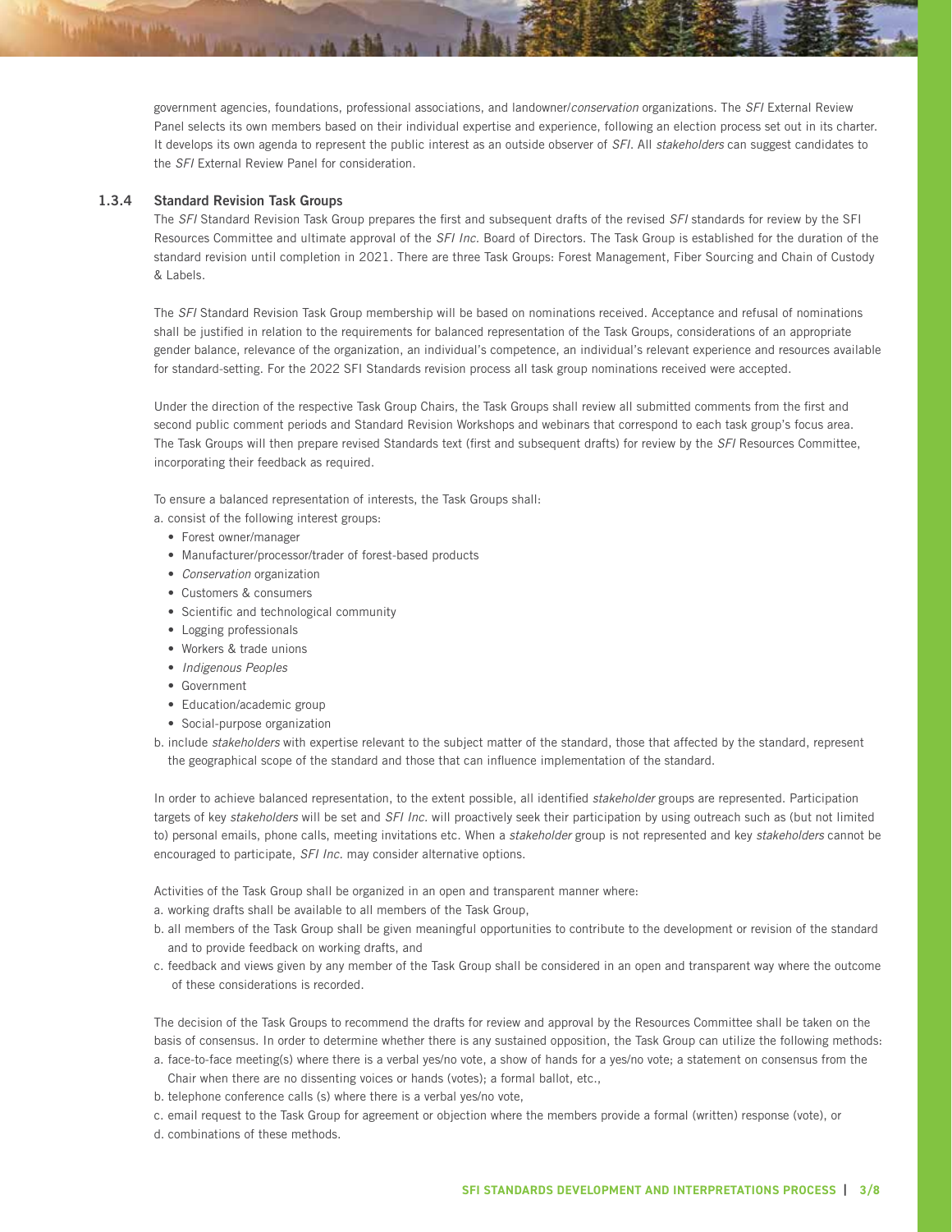government agencies, foundations, professional associations, and landowner/*conservation* organizations. The *SFI* External Review Panel selects its own members based on their individual expertise and experience, following an election process set out in its charter. It develops its own agenda to represent the public interest as an outside observer of *SFI*. All *stakeholders* can suggest candidates to the *SFI* External Review Panel for consideration.

### 1.3.4 Standard Revision Task Groups

The *SFI* Standard Revision Task Group prepares the first and subsequent drafts of the revised *SFI* standards for review by the SFI Resources Committee and ultimate approval of the *SFI Inc.* Board of Directors. The Task Group is established for the duration of the standard revision until completion in 2021. There are three Task Groups: Forest Management, Fiber Sourcing and Chain of Custody & Labels.

The *SFI* Standard Revision Task Group membership will be based on nominations received. Acceptance and refusal of nominations shall be justified in relation to the requirements for balanced representation of the Task Groups, considerations of an appropriate gender balance, relevance of the organization, an individual's competence, an individual's relevant experience and resources available for standard-setting. For the 2022 SFI Standards revision process all task group nominations received were accepted.

Under the direction of the respective Task Group Chairs, the Task Groups shall review all submitted comments from the first and second public comment periods and Standard Revision Workshops and webinars that correspond to each task group's focus area. The Task Groups will then prepare revised Standards text (first and subsequent drafts) for review by the *SFI* Resources Committee, incorporating their feedback as required.

To ensure a balanced representation of interests, the Task Groups shall:

a. consist of the following interest groups:
   - Forest owner/manager
   - Manufacturer/processor/trader of forest-based products
   - *Conservation* organization
   - Customers & consumers
   - Scientific and technological community
   - Logging professionals
   - Workers & trade unions
   - *Indigenous Peoples*
   - Government
   - Education/academic group
   - Social-purpose organization

b. include *stakeholders* with expertise relevant to the subject matter of the standard, those that affected by the standard, represent the geographical scope of the standard and those that can influence implementation of the standard.

In order to achieve balanced representation, to the extent possible, all identified *stakeholder* groups are represented. Participation targets of key *stakeholders* will be set and *SFI Inc.* will proactively seek their participation by using outreach such as (but not limited to) personal emails, phone calls, meeting invitations etc. When a *stakeholder* group is not represented and key *stakeholders* cannot be encouraged to participate, *SFI Inc.* may consider alternative options.

Activities of the Task Group shall be organized in an open and transparent manner where:

a. working drafts shall be available to all members of the Task Group,

b. all members of the Task Group shall be given meaningful opportunities to contribute to the development or revision of the standard and to provide feedback on working drafts, and

c. feedback and views given by any member of the Task Group shall be considered in an open and transparent way where the outcome of these considerations is recorded.

The decision of the Task Groups to recommend the drafts for review and approval by the Resources Committee shall be taken on the basis of consensus. In order to determine whether there is any sustained opposition, the Task Group can utilize the following methods:

a. face-to-face meeting(s) where there is a verbal yes/no vote, a show of hands for a yes/no vote; a statement on consensus from the Chair when there are no dissenting voices or hands (votes); a formal ballot, etc.,

b. telephone conference calls (s) where there is a verbal yes/no vote,

c. email request to the Task Group for agreement or objection where the members provide a formal (written) response (vote), or

d. combinations of these methods.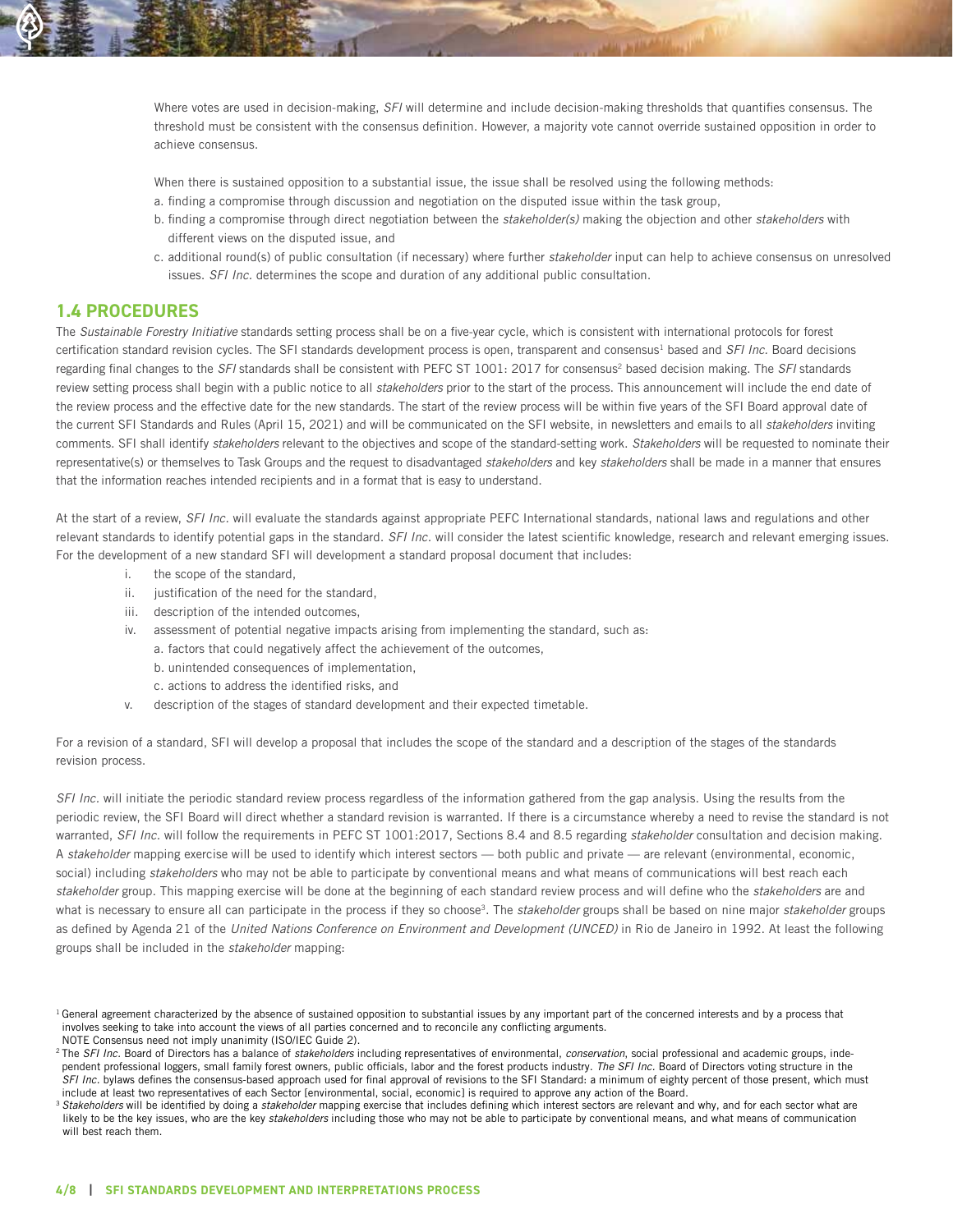Where votes are used in decision-making, *SFI* will determine and include decision-making thresholds that quantifies consensus. The threshold must be consistent with the consensus definition. However, a majority vote cannot override sustained opposition in order to achieve consensus.

When there is sustained opposition to a substantial issue, the issue shall be resolved using the following methods:

a. finding a compromise through discussion and negotiation on the disputed issue within the task group,

b. finding a compromise through direct negotiation between the *stakeholder(s)* making the objection and other *stakeholders* with different views on the disputed issue, and

c. additional round(s) of public consultation (if necessary) where further *stakeholder* input can help to achieve consensus on unresolved issues. *SFI Inc.* determines the scope and duration of any additional public consultation.

## 1.4 PROCEDURES

The *Sustainable Forestry Initiative* standards setting process shall be on a five-year cycle, which is consistent with international protocols for forest certification standard revision cycles. The SFI standards development process is open, transparent and consensus[1] based and *SFI Inc.* Board decisions regarding final changes to the *SFI* standards shall be consistent with PEFC ST 1001: 2017 for consensus[2] based decision making. The *SFI* standards review setting process shall begin with a public notice to all *stakeholders* prior to the start of the process. This announcement will include the end date of the review process and the effective date for the new standards. The start of the review process will be within five years of the SFI Board approval date of the current SFI Standards and Rules (April 15, 2021) and will be communicated on the SFI website, in newsletters and emails to all *stakeholders* inviting comments. SFI shall identify *stakeholders* relevant to the objectives and scope of the standard-setting work. *Stakeholders* will be requested to nominate their representative(s) or themselves to Task Groups and the request to disadvantaged *stakeholders* and key *stakeholders* shall be made in a manner that ensures that the information reaches intended recipients and in a format that is easy to understand.

At the start of a review, *SFI Inc.* will evaluate the standards against appropriate PEFC International standards, national laws and regulations and other relevant standards to identify potential gaps in the standard. *SFI Inc.* will consider the latest scientific knowledge, research and relevant emerging issues. For the development of a new standard SFI will development a standard proposal document that includes:

i. the scope of the standard,

ii. justification of the need for the standard,

iii. description of the intended outcomes,

iv. assessment of potential negative impacts arising from implementing the standard, such as:
   - a. factors that could negatively affect the achievement of the outcomes,
   - b. unintended consequences of implementation,
   - c. actions to address the identified risks, and

v. description of the stages of standard development and their expected timetable.

For a revision of a standard, SFI will develop a proposal that includes the scope of the standard and a description of the stages of the standards revision process.

*SFI Inc.* will initiate the periodic standard review process regardless of the information gathered from the gap analysis. Using the results from the periodic review, the SFI Board will direct whether a standard revision is warranted. If there is a circumstance whereby a need to revise the standard is not warranted, *SFI Inc.* will follow the requirements in PEFC ST 1001:2017, Sections 8.4 and 8.5 regarding *stakeholder* consultation and decision making. A *stakeholder* mapping exercise will be used to identify which interest sectors — both public and private — are relevant (environmental, economic, social) including *stakeholders* who may not be able to participate by conventional means and what means of communications will best reach each *stakeholder* group. This mapping exercise will be done at the beginning of each standard review process and will define who the *stakeholders* are and what is necessary to ensure all can participate in the process if they so choose[3]. The *stakeholder* groups shall be based on nine major *stakeholder* groups as defined by Agenda 21 of the *United Nations Conference on Environment and Development (UNCED)* in Rio de Janeiro in 1992. At least the following groups shall be included in the *stakeholder* mapping:

---

[1] General agreement characterized by the absence of sustained opposition to substantial issues by any important part of the concerned interests and by a process that involves seeking to take into account the views of all parties concerned and to reconcile any conflicting arguments.
NOTE Consensus need not imply unanimity (ISO/IEC Guide 2).

[2] The *SFI Inc.* Board of Directors has a balance of *stakeholders* including representatives of environmental, *conservation*, social professional and academic groups, independent professional loggers, small family forest owners, public officials, labor and the forest products industry. *The SFI Inc.* Board of Directors voting structure in the *SFI Inc.* bylaws defines the consensus-based approach used for final approval of revisions to the SFI Standard: a minimum of eighty percent of those present, which must include at least two representatives of each Sector [environmental, social, economic] is required to approve any action of the Board.

[3] *Stakeholders* will be identified by doing a *stakeholder* mapping exercise that includes defining which interest sectors are relevant and why, and for each sector what are likely to be the key issues, who are the key *stakeholders* including those who may not be able to participate by conventional means, and what means of communication will best reach them.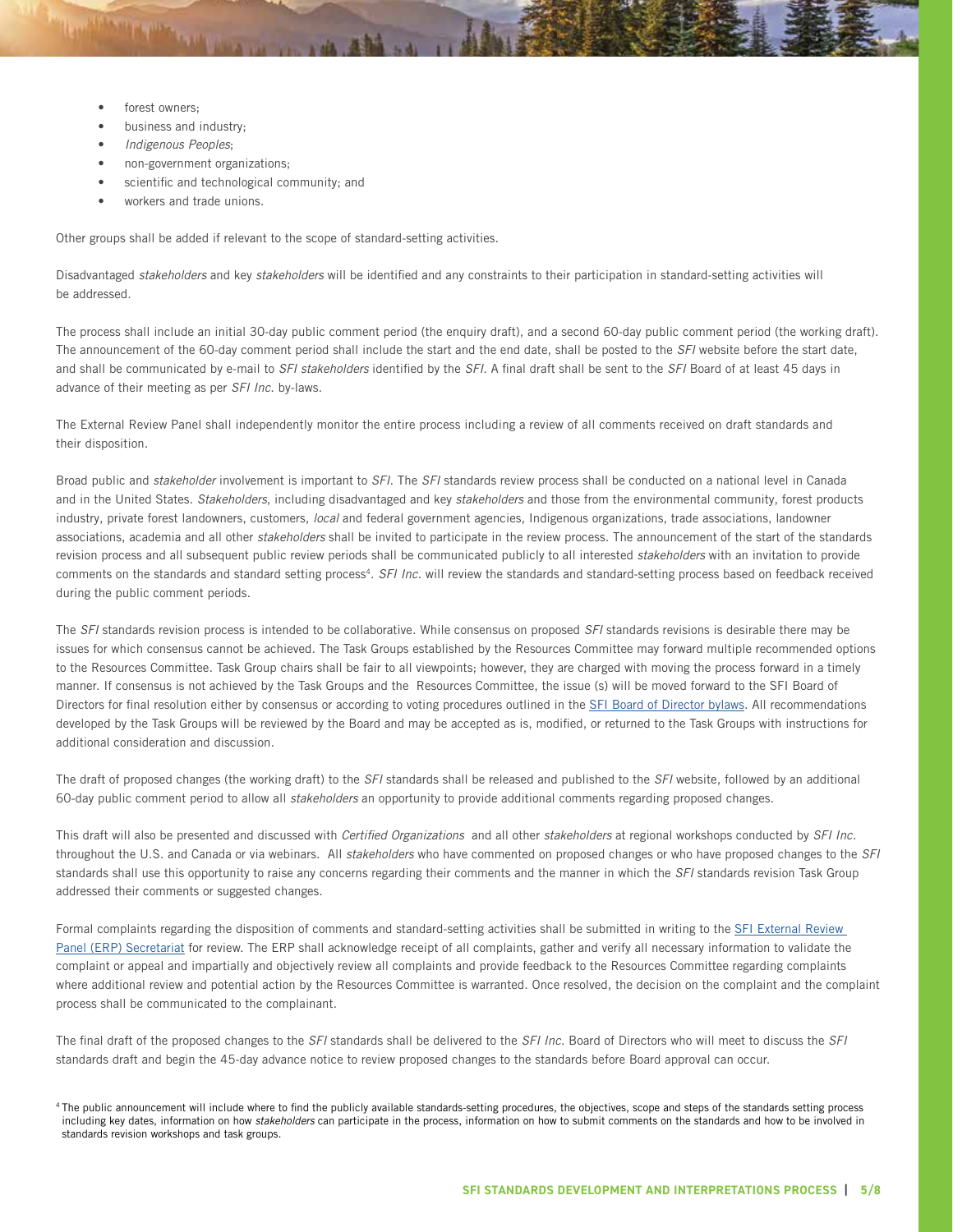- forest owners;
- business and industry;
- *Indigenous Peoples*;
- non-government organizations;
- scientific and technological community; and
- workers and trade unions.

Other groups shall be added if relevant to the scope of standard-setting activities.

Disadvantaged *stakeholders* and key *stakeholders* will be identified and any constraints to their participation in standard-setting activities will be addressed.

The process shall include an initial 30-day public comment period (the enquiry draft), and a second 60-day public comment period (the working draft). The announcement of the 60-day comment period shall include the start and the end date, shall be posted to the *SFI* website before the start date, and shall be communicated by e-mail to *SFI stakeholders* identified by the *SFI*. A final draft shall be sent to the *SFI* Board of at least 45 days in advance of their meeting as per *SFI Inc.* by-laws.

The External Review Panel shall independently monitor the entire process including a review of all comments received on draft standards and their disposition.

Broad public and *stakeholder* involvement is important to *SFI*. The *SFI* standards review process shall be conducted on a national level in Canada and in the United States. *Stakeholders*, including disadvantaged and key *stakeholders* and those from the environmental community, forest products industry, private forest landowners, customers, *local* and federal government agencies, Indigenous organizations, trade associations, landowner associations, academia and all other *stakeholders* shall be invited to participate in the review process. The announcement of the start of the standards revision process and all subsequent public review periods shall be communicated publicly to all interested *stakeholders* with an invitation to provide comments on the standards and standard setting process[4]. *SFI Inc.* will review the standards and standard-setting process based on feedback received during the public comment periods.

The *SFI* standards revision process is intended to be collaborative. While consensus on proposed *SFI* standards revisions is desirable there may be issues for which consensus cannot be achieved. The Task Groups established by the Resources Committee may forward multiple recommended options to the Resources Committee. Task Group chairs shall be fair to all viewpoints; however, they are charged with moving the process forward in a timely manner. If consensus is not achieved by the Task Groups and the Resources Committee, the issue (s) will be moved forward to the SFI Board of Directors for final resolution either by consensus or according to voting procedures outlined in the SFI Board of Director bylaws. All recommendations developed by the Task Groups will be reviewed by the Board and may be accepted as is, modified, or returned to the Task Groups with instructions for additional consideration and discussion.

The draft of proposed changes (the working draft) to the *SFI* standards shall be released and published to the *SFI* website, followed by an additional 60-day public comment period to allow all *stakeholders* an opportunity to provide additional comments regarding proposed changes.

This draft will also be presented and discussed with *Certified Organizations* and all other *stakeholders* at regional workshops conducted by *SFI Inc.* throughout the U.S. and Canada or via webinars. All *stakeholders* who have commented on proposed changes or who have proposed changes to the *SFI* standards shall use this opportunity to raise any concerns regarding their comments and the manner in which the *SFI* standards revision Task Group addressed their comments or suggested changes.

Formal complaints regarding the disposition of comments and standard-setting activities shall be submitted in writing to the SFI External Review Panel (ERP) Secretariat for review. The ERP shall acknowledge receipt of all complaints, gather and verify all necessary information to validate the complaint or appeal and impartially and objectively review all complaints and provide feedback to the Resources Committee regarding complaints where additional review and potential action by the Resources Committee is warranted. Once resolved, the decision on the complaint and the complaint process shall be communicated to the complainant.

The final draft of the proposed changes to the *SFI* standards shall be delivered to the *SFI Inc.* Board of Directors who will meet to discuss the *SFI* standards draft and begin the 45-day advance notice to review proposed changes to the standards before Board approval can occur.

[4] The public announcement will include where to find the publicly available standards-setting procedures, the objectives, scope and steps of the standards setting process including key dates, information on how *stakeholders* can participate in the process, information on how to submit comments on the standards and how to be involved in standards revision workshops and task groups.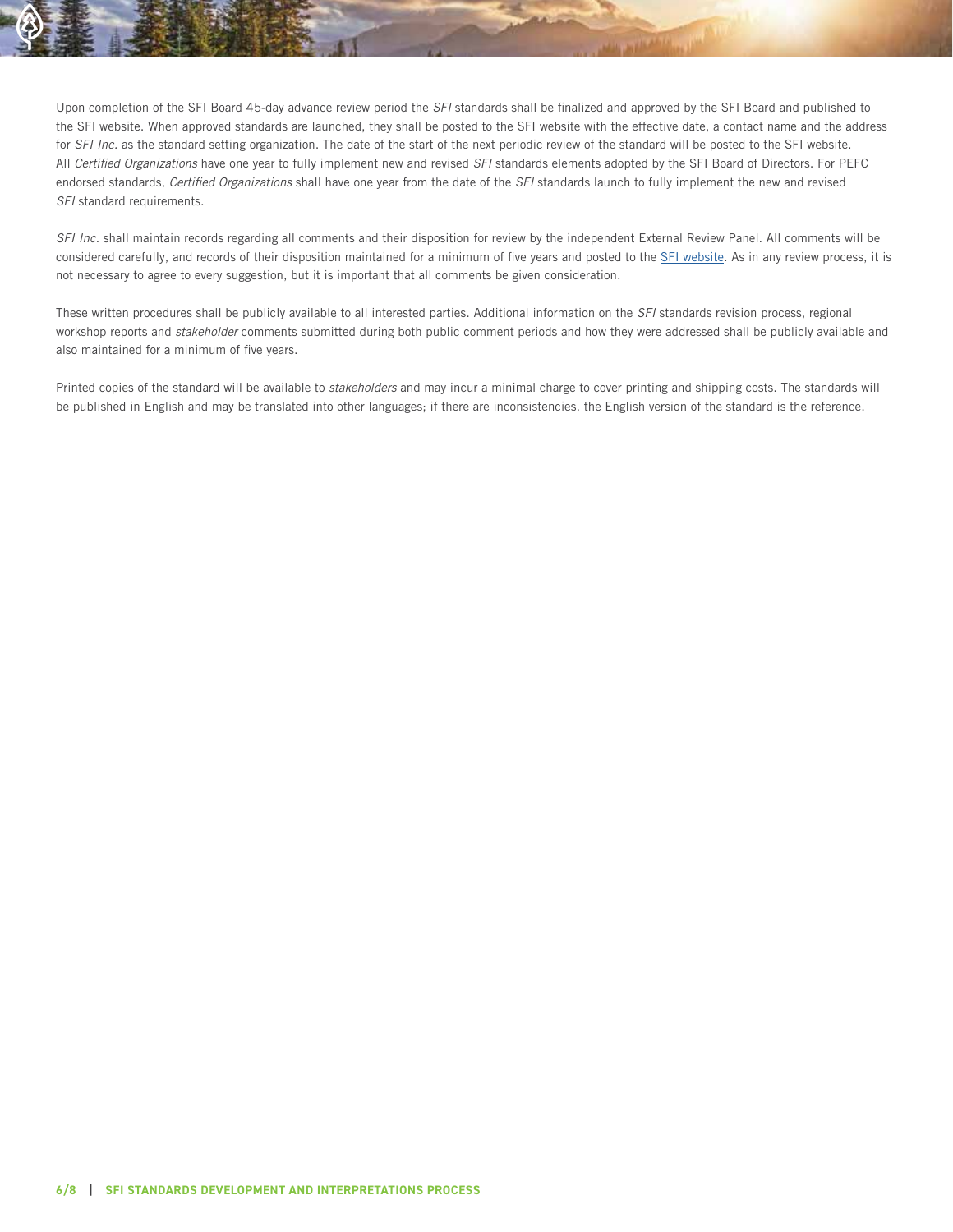Upon completion of the SFI Board 45-day advance review period the *SFI* standards shall be finalized and approved by the SFI Board and published to the SFI website. When approved standards are launched, they shall be posted to the SFI website with the effective date, a contact name and the address for *SFI Inc.* as the standard setting organization. The date of the start of the next periodic review of the standard will be posted to the SFI website. All *Certified Organizations* have one year to fully implement new and revised *SFI* standards elements adopted by the SFI Board of Directors. For PEFC endorsed standards, *Certified Organizations* shall have one year from the date of the *SFI* standards launch to fully implement the new and revised *SFI* standard requirements.

*SFI Inc.* shall maintain records regarding all comments and their disposition for review by the independent External Review Panel. All comments will be considered carefully, and records of their disposition maintained for a minimum of five years and posted to the SFI website. As in any review process, it is not necessary to agree to every suggestion, but it is important that all comments be given consideration.

These written procedures shall be publicly available to all interested parties. Additional information on the *SFI* standards revision process, regional workshop reports and *stakeholder* comments submitted during both public comment periods and how they were addressed shall be publicly available and also maintained for a minimum of five years.

Printed copies of the standard will be available to *stakeholders* and may incur a minimal charge to cover printing and shipping costs. The standards will be published in English and may be translated into other languages; if there are inconsistencies, the English version of the standard is the reference.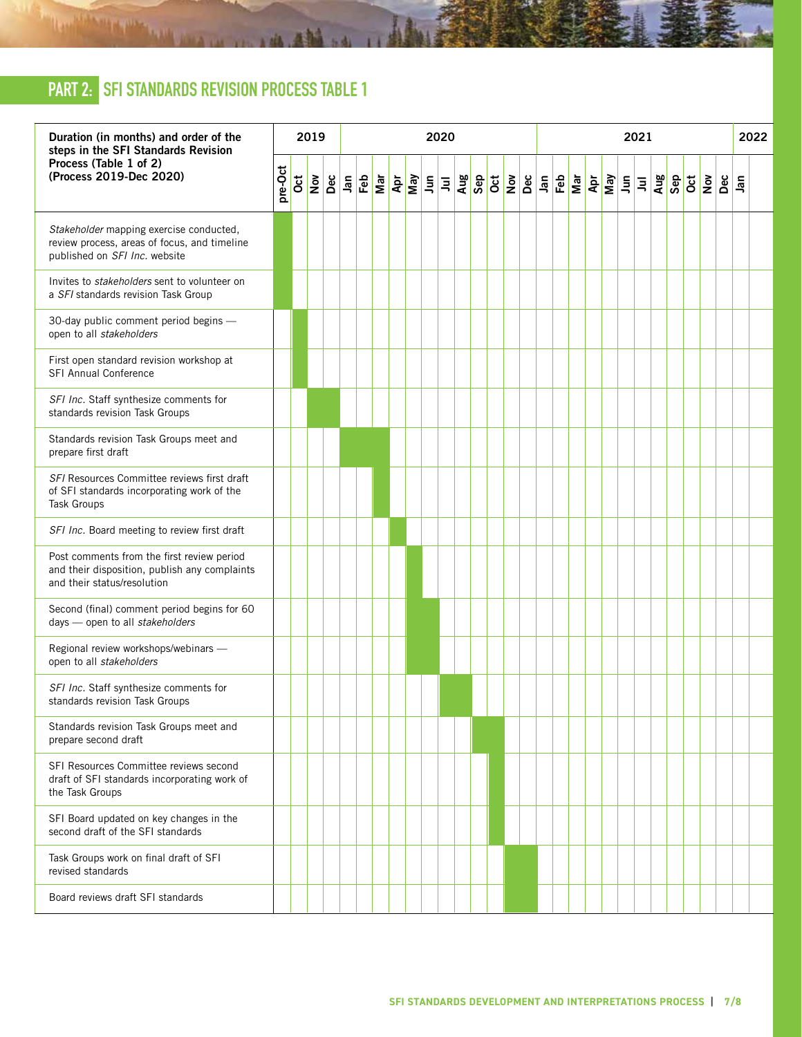## PART 2: SFI STANDARDS REVISION PROCESS TABLE 1

| Duration (in months) and order of the steps in the SFI Standards Revision Process (Table 1 of 2) (Process 2019-Dec 2020) | 2019 | | | | 2020 | | | | | | | | | | | | 2021 | | | | | | | | | | | | 2022 |
|---|---|---|---|---|---|---|---|---|---|---|---|---|---|---|---|---|---|---|---|---|---|---|---|---|---|---|---|---|---|
| | pre-Oct | Oct | Nov | Dec | Jan | Feb | Mar | Apr | May | Jun | Jul | Aug | Sep | Oct | Nov | Dec | Jan | Feb | Mar | Apr | May | Jun | Jul | Aug | Sep | Oct | Nov | Dec | Jan |
| *Stakeholder* mapping exercise conducted, review process, areas of focus, and timeline published on *SFI Inc.* website | X | | | | | | | | | | | | | | | | | | | | | | | | | | | | |
| Invites to *stakeholders* sent to volunteer on a *SFI* standards revision Task Group | X | | | | | | | | | | | | | | | | | | | | | | | | | | | | |
| 30-day public comment period begins — open to all *stakeholders* | | X | | | | | | | | | | | | | | | | | | | | | | | | | | | |
| First open standard revision workshop at SFI Annual Conference | | X | | | | | | | | | | | | | | | | | | | | | | | | | | | |
| *SFI Inc.* Staff synthesize comments for standards revision Task Groups | | | X | X | | | | | | | | | | | | | | | | | | | | | | | | | |
| Standards revision Task Groups meet and prepare first draft | | | | | X | X | X | | | | | | | | | | | | | | | | | | | | | | |
| *SFI* Resources Committee reviews first draft of SFI standards incorporating work of the Task Groups | | | | | | | X | | | | | | | | | | | | | | | | | | | | | | |
| *SFI Inc.* Board meeting to review first draft | | | | | | | | X | | | | | | | | | | | | | | | | | | | | | |
| Post comments from the first review period and their disposition, publish any complaints and their status/resolution | | | | | | | | | X | | | | | | | | | | | | | | | | | | | | |
| Second (final) comment period begins for 60 days — open to all *stakeholders* | | | | | | | | | X | X | | | | | | | | | | | | | | | | | | | |
| Regional review workshops/webinars — open to all *stakeholders* | | | | | | | | | X | X | | | | | | | | | | | | | | | | | | | |
| *SFI Inc.* Staff synthesize comments for standards revision Task Groups | | | | | | | | | | | X | X | | | | | | | | | | | | | | | | | |
| Standards revision Task Groups meet and prepare second draft | | | | | | | | | | | | | X | X | | | | | | | | | | | | | | | |
| SFI Resources Committee reviews second draft of SFI standards incorporating work of the Task Groups | | | | | | | | | | | | | | X | | | | | | | | | | | | | | | |
| SFI Board updated on key changes in the second draft of the SFI standards | | | | | | | | | | | | | | X | | | | | | | | | | | | | | | |
| Task Groups work on final draft of SFI revised standards | | | | | | | | | | | | | | | X | X | | | | | | | | | | | | | |
| Board reviews draft SFI standards | | | | | | | | | | | | | | | X | X | | | | | | | | | | | | | |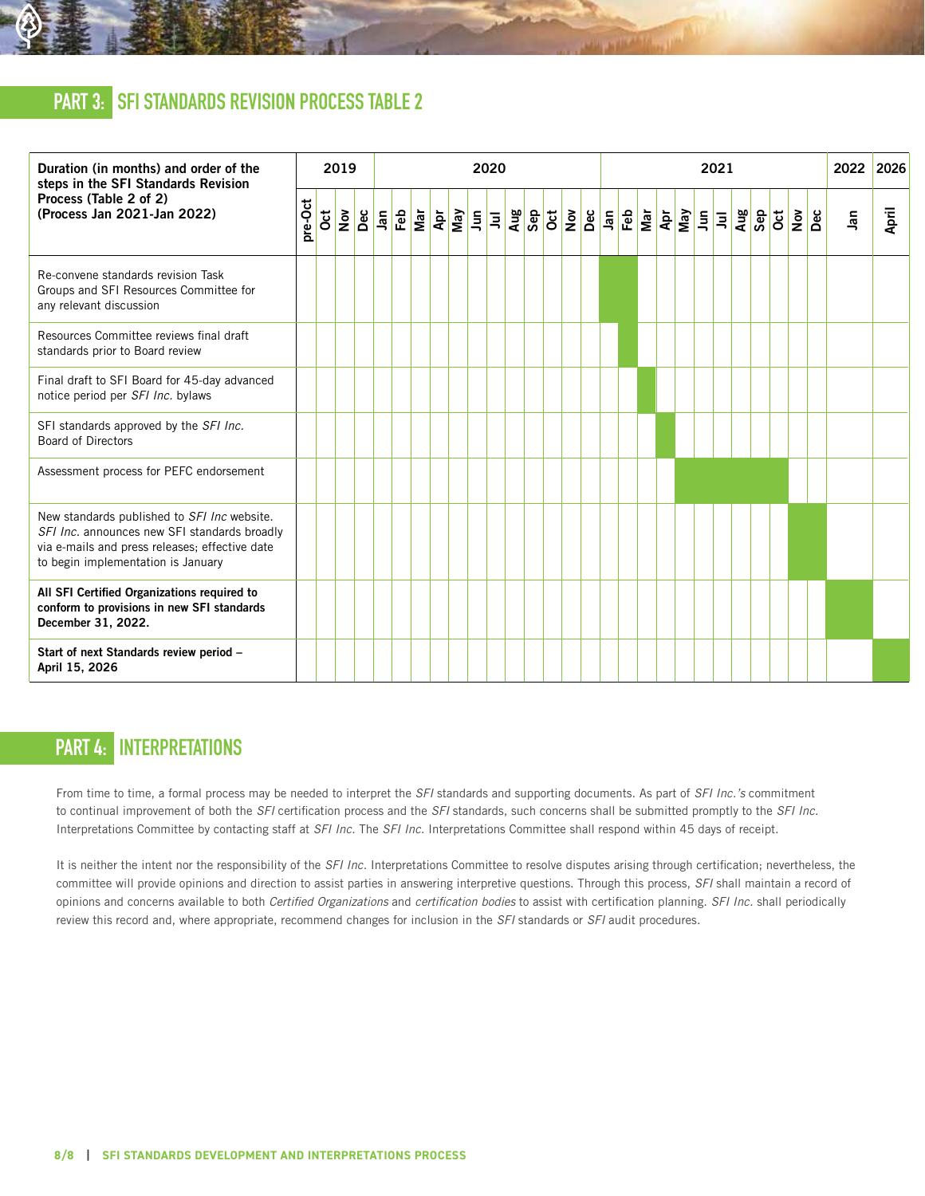## PART 3: SFI STANDARDS REVISION PROCESS TABLE 2

| Duration (in months) and order of the steps in the SFI Standards Revision Process (Table 2 of 2) (Process Jan 2021-Jan 2022) | 2019 | | | | 2020 | | | | | | | | | | | | 2021 | | | | | | | | | | | | 2022 | 2026 |
|---|---|---|---|---|---|---|---|---|---|---|---|---|---|---|---|---|---|---|---|---|---|---|---|---|---|---|---|---|---|---|
| | pre-Oct | Oct | Nov | Dec | Jan | Feb | Mar | Apr | May | Jun | Jul | Aug | Sep | Oct | Nov | Dec | Jan | Feb | Mar | Apr | May | Jun | Jul | Aug | Sep | Oct | Nov | Dec | Jan | April |
| Re-convene standards revision Task Groups and SFI Resources Committee for any relevant discussion | | | | | | | | | | | | | | | | | ■ | ■ | | | | | | | | | | | | |
| Resources Committee reviews final draft standards prior to Board review | | | | | | | | | | | | | | | | | | ■ | | | | | | | | | | | | |
| Final draft to SFI Board for 45-day advanced notice period per *SFI Inc.* bylaws | | | | | | | | | | | | | | | | | | | ■ | | | | | | | | | | | |
| SFI standards approved by the *SFI Inc.* Board of Directors | | | | | | | | | | | | | | | | | | | | ■ | | | | | | | | | | |
| Assessment process for PEFC endorsement | | | | | | | | | | | | | | | | | | | | | ■ | ■ | ■ | ■ | ■ | | | | | |
| New standards published to *SFI Inc* website. *SFI Inc.* announces new SFI standards broadly via e-mails and press releases; effective date to begin implementation is January | | | | | | | | | | | | | | | | | | | | | | | | | | | ■ | ■ | | |
| **All SFI Certified Organizations required to conform to provisions in new SFI standards December 31, 2022.** | | | | | | | | | | | | | | | | | | | | | | | | | | | | | ■ | |
| **Start of next Standards review period – April 15, 2026** | | | | | | | | | | | | | | | | | | | | | | | | | | | | | | ■ |

## PART 4: INTERPRETATIONS

From time to time, a formal process may be needed to interpret the *SFI* standards and supporting documents. As part of *SFI Inc.'s* commitment to continual improvement of both the *SFI* certification process and the *SFI* standards, such concerns shall be submitted promptly to the *SFI Inc.* Interpretations Committee by contacting staff at *SFI Inc.* The *SFI Inc.* Interpretations Committee shall respond within 45 days of receipt.

It is neither the intent nor the responsibility of the *SFI Inc*. Interpretations Committee to resolve disputes arising through certification; nevertheless, the committee will provide opinions and direction to assist parties in answering interpretive questions. Through this process, *SFI* shall maintain a record of opinions and concerns available to both *Certified Organizations* and *certification bodies* to assist with certification planning. *SFI Inc.* shall periodically review this record and, where appropriate, recommend changes for inclusion in the *SFI* standards or *SFI* audit procedures.